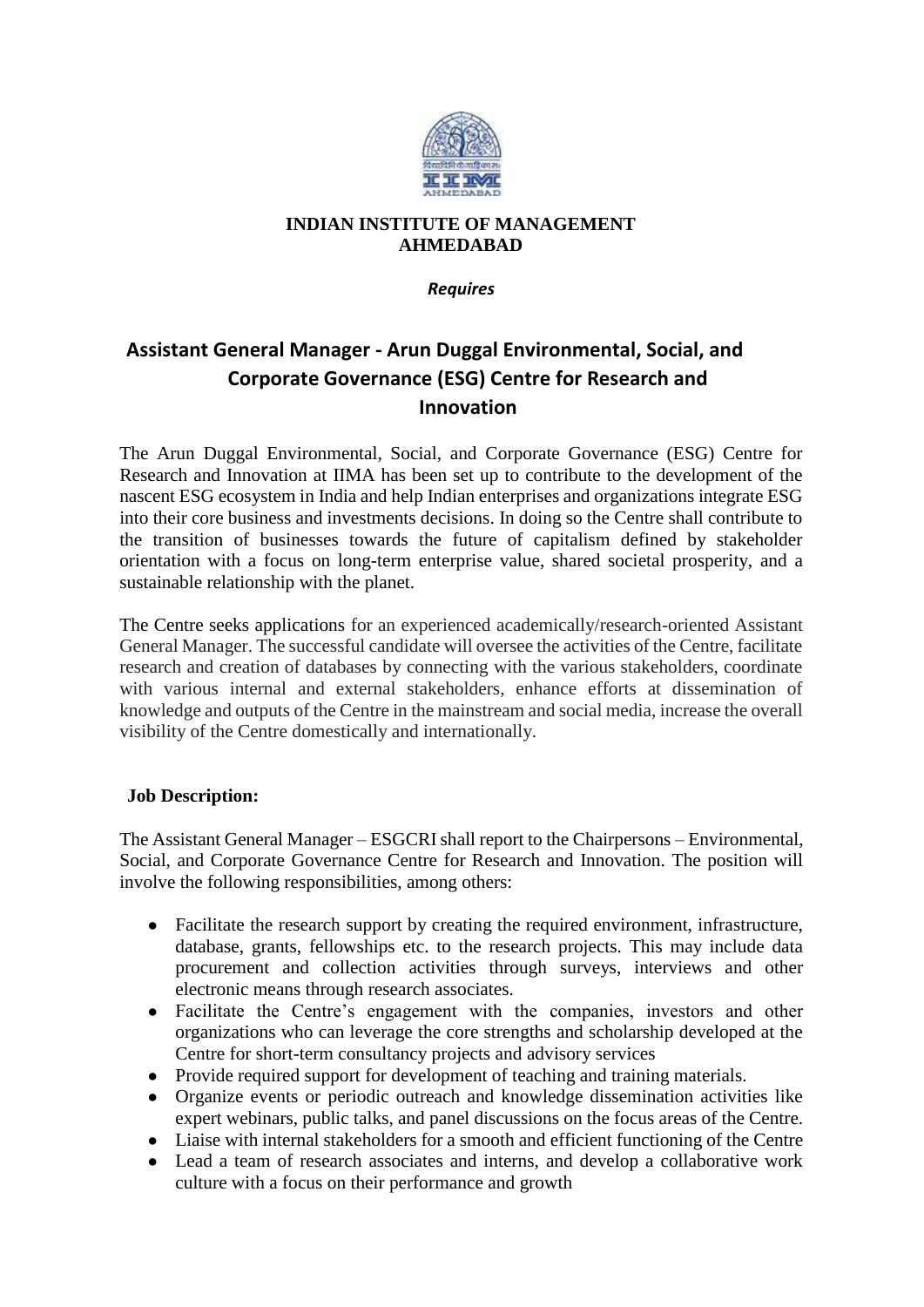**INDIAN INSTITUTE OF MANAGEMENT AHMEDABAD**

***Requires***

# Assistant General Manager - Arun Duggal Environmental, Social, and Corporate Governance (ESG) Centre for Research and Innovation

The Arun Duggal Environmental, Social, and Corporate Governance (ESG) Centre for Research and Innovation at IIMA has been set up to contribute to the development of the nascent ESG ecosystem in India and help Indian enterprises and organizations integrate ESG into their core business and investments decisions. In doing so the Centre shall contribute to the transition of businesses towards the future of capitalism defined by stakeholder orientation with a focus on long-term enterprise value, shared societal prosperity, and a sustainable relationship with the planet.

The Centre seeks applications for an experienced academically/research-oriented Assistant General Manager. The successful candidate will oversee the activities of the Centre, facilitate research and creation of databases by connecting with the various stakeholders, coordinate with various internal and external stakeholders, enhance efforts at dissemination of knowledge and outputs of the Centre in the mainstream and social media, increase the overall visibility of the Centre domestically and internationally.

**Job Description:**

The Assistant General Manager – ESGCRI shall report to the Chairpersons – Environmental, Social, and Corporate Governance Centre for Research and Innovation. The position will involve the following responsibilities, among others:

- Facilitate the research support by creating the required environment, infrastructure, database, grants, fellowships etc. to the research projects. This may include data procurement and collection activities through surveys, interviews and other electronic means through research associates.
- Facilitate the Centre's engagement with the companies, investors and other organizations who can leverage the core strengths and scholarship developed at the Centre for short-term consultancy projects and advisory services
- Provide required support for development of teaching and training materials.
- Organize events or periodic outreach and knowledge dissemination activities like expert webinars, public talks, and panel discussions on the focus areas of the Centre.
- Liaise with internal stakeholders for a smooth and efficient functioning of the Centre
- Lead a team of research associates and interns, and develop a collaborative work culture with a focus on their performance and growth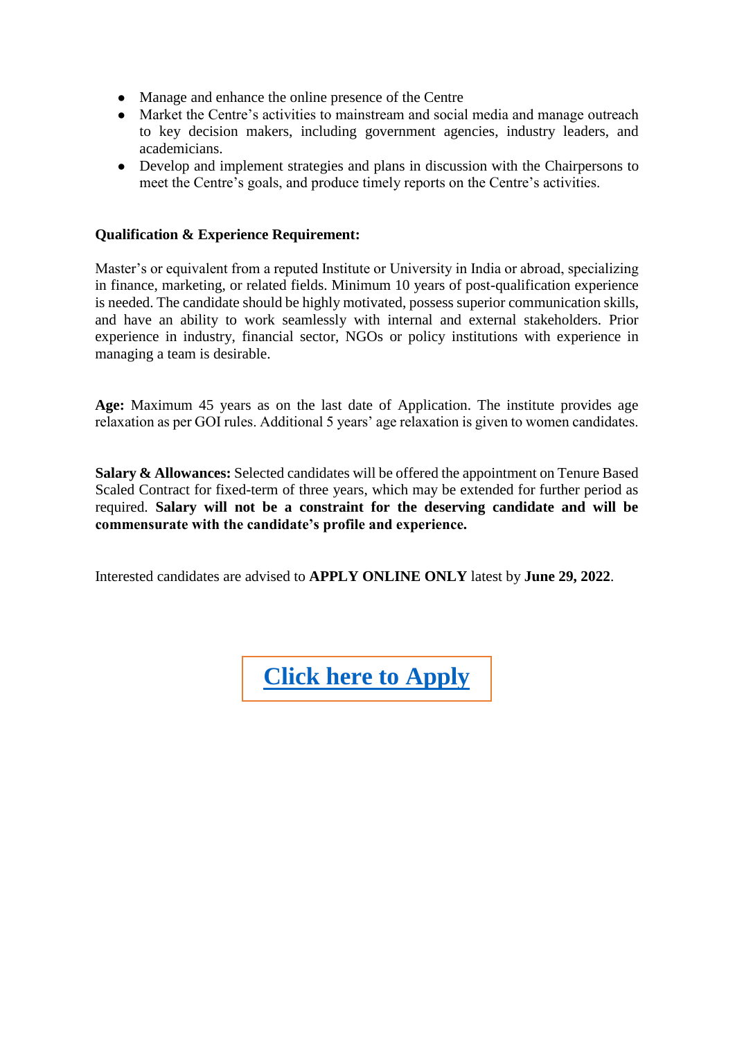- Manage and enhance the online presence of the Centre
- Market the Centre's activities to mainstream and social media and manage outreach to key decision makers, including government agencies, industry leaders, and academicians.
- Develop and implement strategies and plans in discussion with the Chairpersons to meet the Centre's goals, and produce timely reports on the Centre's activities.

**Qualification & Experience Requirement:**

Master's or equivalent from a reputed Institute or University in India or abroad, specializing in finance, marketing, or related fields. Minimum 10 years of post-qualification experience is needed. The candidate should be highly motivated, possess superior communication skills, and have an ability to work seamlessly with internal and external stakeholders. Prior experience in industry, financial sector, NGOs or policy institutions with experience in managing a team is desirable.

**Age:** Maximum 45 years as on the last date of Application. The institute provides age relaxation as per GOI rules. Additional 5 years' age relaxation is given to women candidates.

**Salary & Allowances:** Selected candidates will be offered the appointment on Tenure Based Scaled Contract for fixed-term of three years, which may be extended for further period as required. **Salary will not be a constraint for the deserving candidate and will be commensurate with the candidate's profile and experience.**

Interested candidates are advised to **APPLY ONLINE ONLY** latest by **June 29, 2022**.

**Click here to Apply**